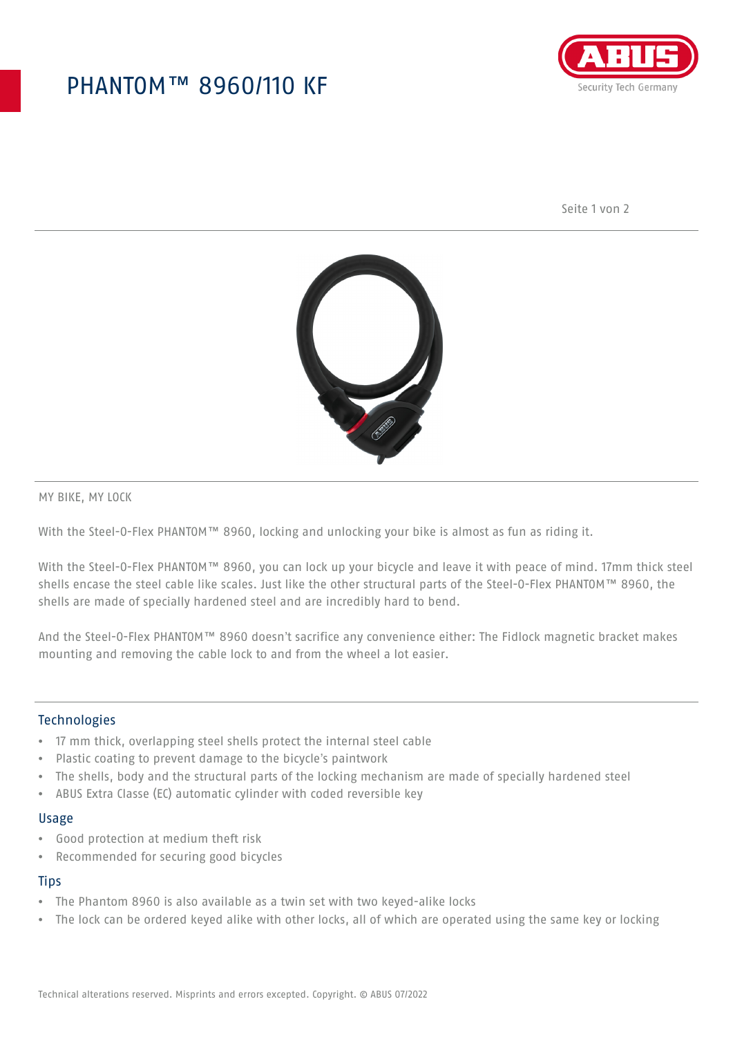# PHANTOM™ 8960/110 KF

MY BIKE, MY LOCK

With the Steel-O-Flex PHANTOM™ 8960, locking and unlocking your bike is almost as fun as riding it.

With the Steel-O-Flex PHANTOM™ 8960, you can lock up your bicycle and leave it with peace of mind. 17mm thick steel shells encase the steel cable like scales. Just like the other structural parts of the Steel-O-Flex PHANTOM™ 8960, the shells are made of specially hardened steel and are incredibly hard to bend.

And the Steel-O-Flex PHANTOM™ 8960 doesn't sacrifice any convenience either: The Fidlock magnetic bracket makes mounting and removing the cable lock to and from the wheel a lot easier.

## Technologies

- 17 mm thick, overlapping steel shells protect the internal steel cable
- Plastic coating to prevent damage to the bicycle's paintwork
- The shells, body and the structural parts of the locking mechanism are made of specially hardened steel
- ABUS Extra Classe (EC) automatic cylinder with coded reversible key

## Usage

- Good protection at medium theft risk
- Recommended for securing good bicycles

## Tips

- The Phantom 8960 is also available as a twin set with two keyed-alike locks
- The lock can be ordered keyed alike with other locks, all of which are operated using the same key or locking

Technical alterations reserved. Misprints and errors excepted. Copyright. © ABUS 07/2022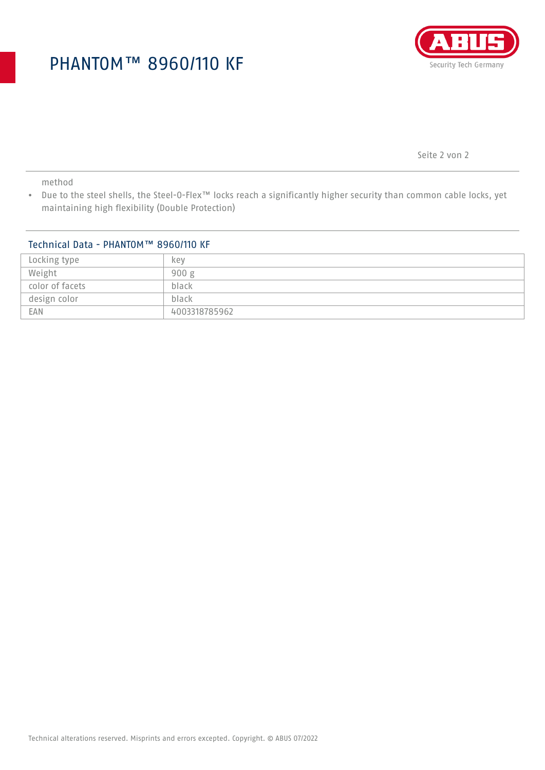method

- Due to the steel shells, the Steel-O-Flex™ locks reach a significantly higher security than common cable locks, yet maintaining high flexibility (Double Protection)

## Technical Data - PHANTOM™ 8960/110 KF

| | |
|---|---|
| Locking type | key |
| Weight | 900 g |
| color of facets | black |
| design color | black |
| EAN | 4003318785962 |

Technical alterations reserved. Misprints and errors excepted. Copyright. © ABUS 07/2022